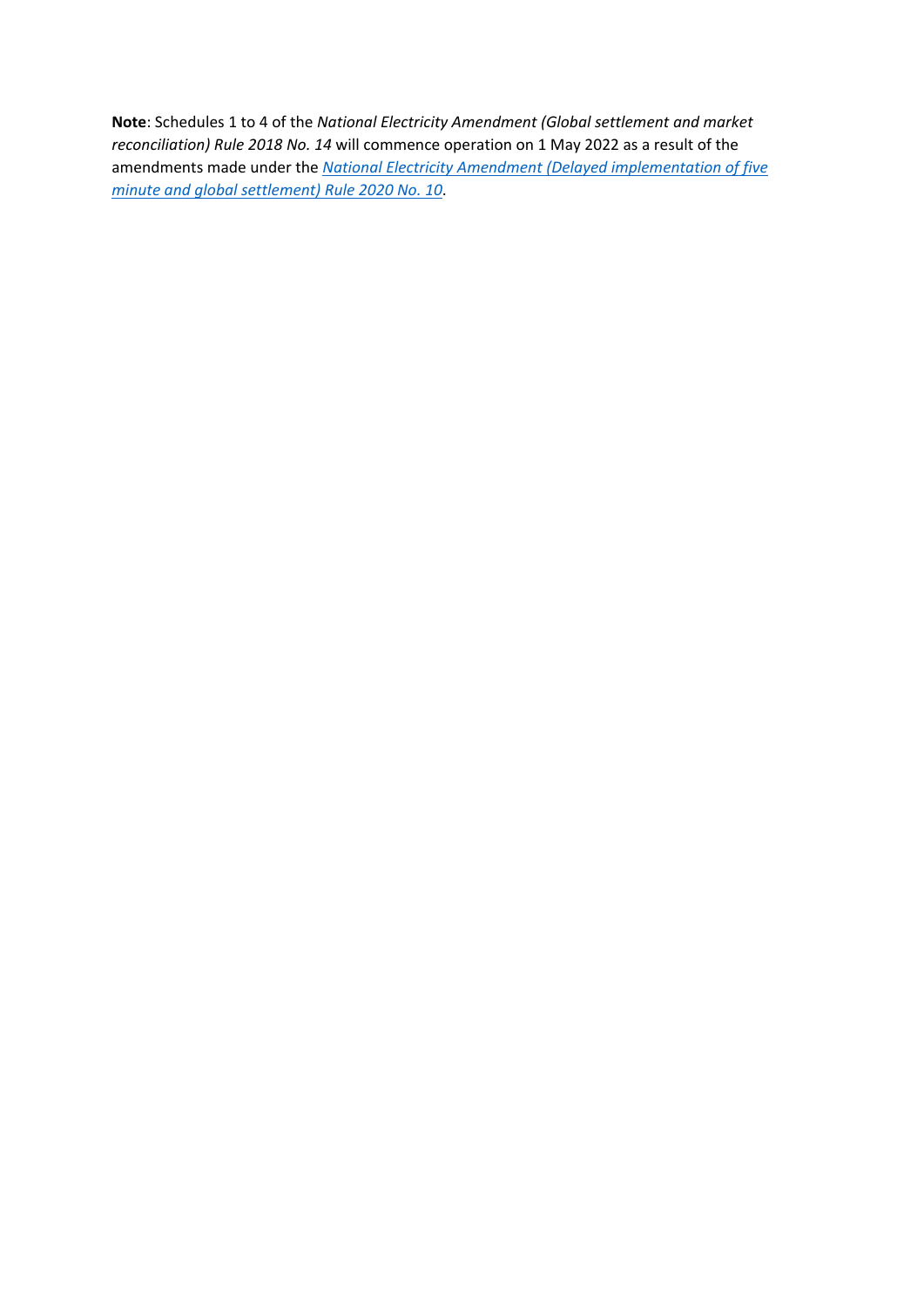**Note**: Schedules 1 to 4 of the *National Electricity Amendment (Global settlement and market reconciliation) Rule 2018 No. 14* will commence operation on 1 May 2022 as a result of the amendments made under the *National Electricity Amendment (Delayed implementation of five minute and global settlement) Rule 2020 No. 10*.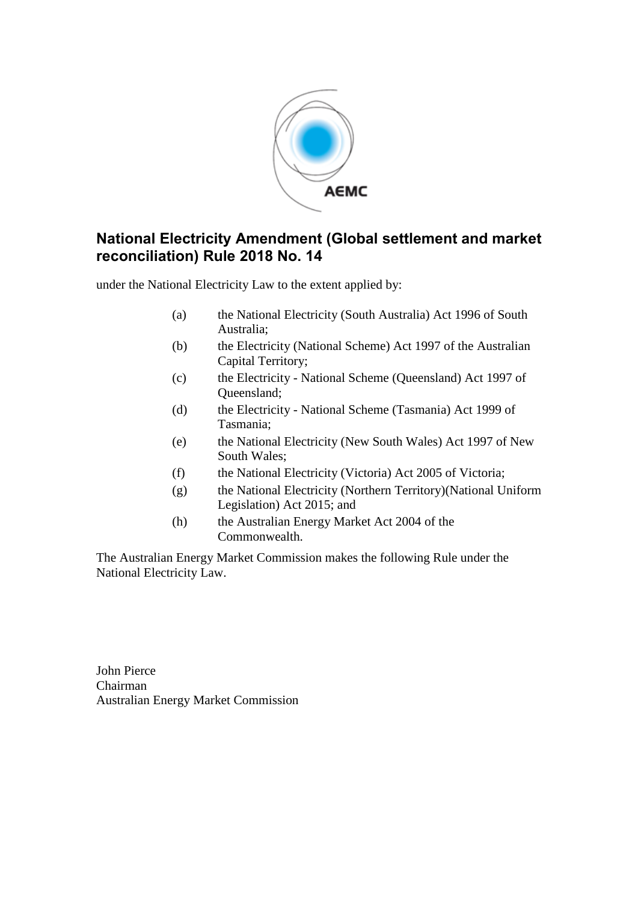## National Electricity Amendment (Global settlement and market reconciliation) Rule 2018 No. 14

under the National Electricity Law to the extent applied by:

(a) the National Electricity (South Australia) Act 1996 of South Australia;

(b) the Electricity (National Scheme) Act 1997 of the Australian Capital Territory;

(c) the Electricity - National Scheme (Queensland) Act 1997 of Queensland;

(d) the Electricity - National Scheme (Tasmania) Act 1999 of Tasmania;

(e) the National Electricity (New South Wales) Act 1997 of New South Wales;

(f) the National Electricity (Victoria) Act 2005 of Victoria;

(g) the National Electricity (Northern Territory)(National Uniform Legislation) Act 2015; and

(h) the Australian Energy Market Act 2004 of the Commonwealth.

The Australian Energy Market Commission makes the following Rule under the National Electricity Law.

John Pierce
Chairman
Australian Energy Market Commission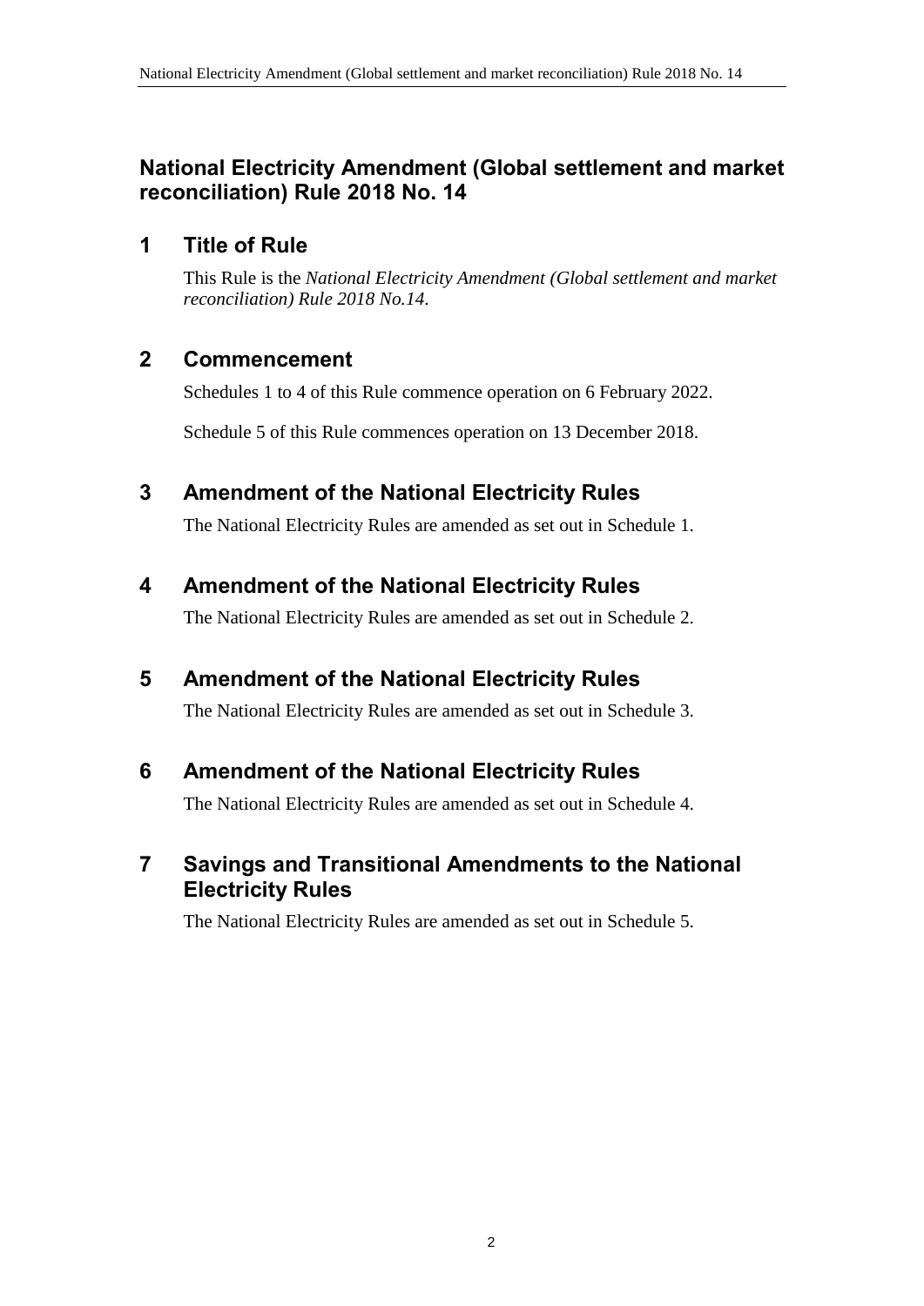# National Electricity Amendment (Global settlement and market reconciliation) Rule 2018 No. 14

## 1 Title of Rule

This Rule is the *National Electricity Amendment (Global settlement and market reconciliation) Rule 2018 No.14*.

## 2 Commencement

Schedules 1 to 4 of this Rule commence operation on 6 February 2022.

Schedule 5 of this Rule commences operation on 13 December 2018.

## 3 Amendment of the National Electricity Rules

The National Electricity Rules are amended as set out in Schedule 1.

## 4 Amendment of the National Electricity Rules

The National Electricity Rules are amended as set out in Schedule 2.

## 5 Amendment of the National Electricity Rules

The National Electricity Rules are amended as set out in Schedule 3.

## 6 Amendment of the National Electricity Rules

The National Electricity Rules are amended as set out in Schedule 4.

## 7 Savings and Transitional Amendments to the National Electricity Rules

The National Electricity Rules are amended as set out in Schedule 5.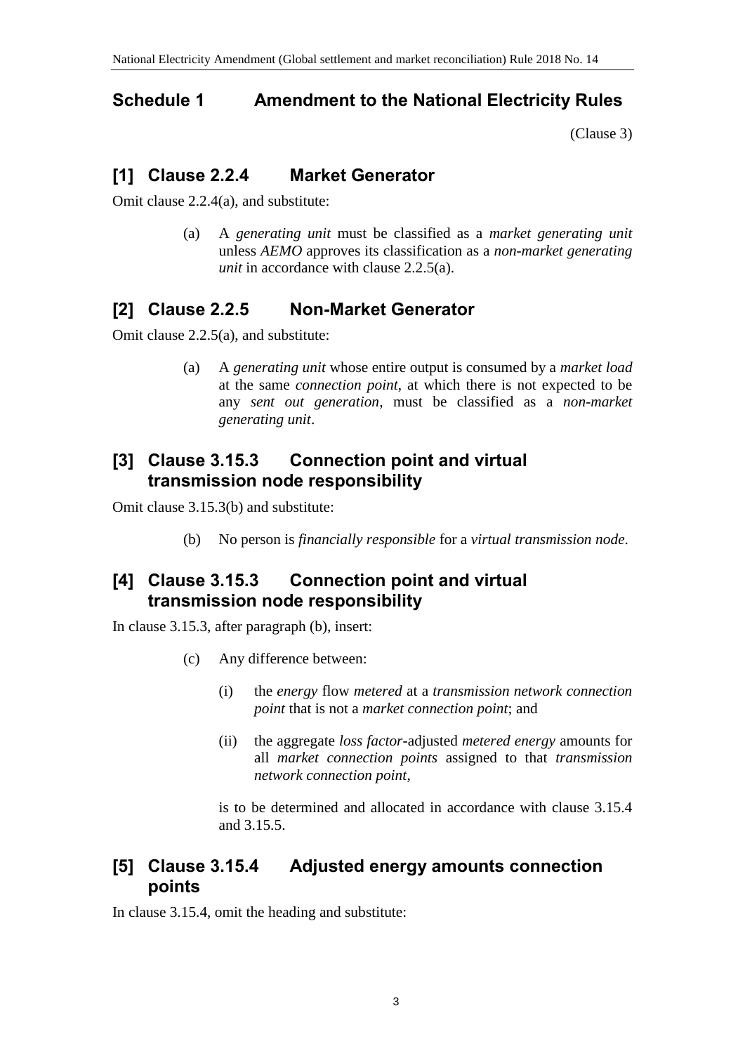## Schedule 1 Amendment to the National Electricity Rules

(Clause 3)

### [1] Clause 2.2.4 Market Generator

Omit clause 2.2.4(a), and substitute:

> (a) A *generating unit* must be classified as a *market generating unit* unless *AEMO* approves its classification as a *non-market generating unit* in accordance with clause 2.2.5(a).

### [2] Clause 2.2.5 Non-Market Generator

Omit clause 2.2.5(a), and substitute:

> (a) A *generating unit* whose entire output is consumed by a *market load* at the same *connection point*, at which there is not expected to be any *sent out generation*, must be classified as a *non-market generating unit*.

### [3] Clause 3.15.3 Connection point and virtual transmission node responsibility

Omit clause 3.15.3(b) and substitute:

> (b) No person is *financially responsible* for a *virtual transmission node*.

### [4] Clause 3.15.3 Connection point and virtual transmission node responsibility

In clause 3.15.3, after paragraph (b), insert:

> (c) Any difference between:
>
> (i) the *energy* flow *metered* at a *transmission network connection point* that is not a *market connection point*; and
>
> (ii) the aggregate *loss factor*-adjusted *metered energy* amounts for all *market connection points* assigned to that *transmission network connection point*,
>
> is to be determined and allocated in accordance with clause 3.15.4 and 3.15.5.

### [5] Clause 3.15.4 Adjusted energy amounts connection points

In clause 3.15.4, omit the heading and substitute: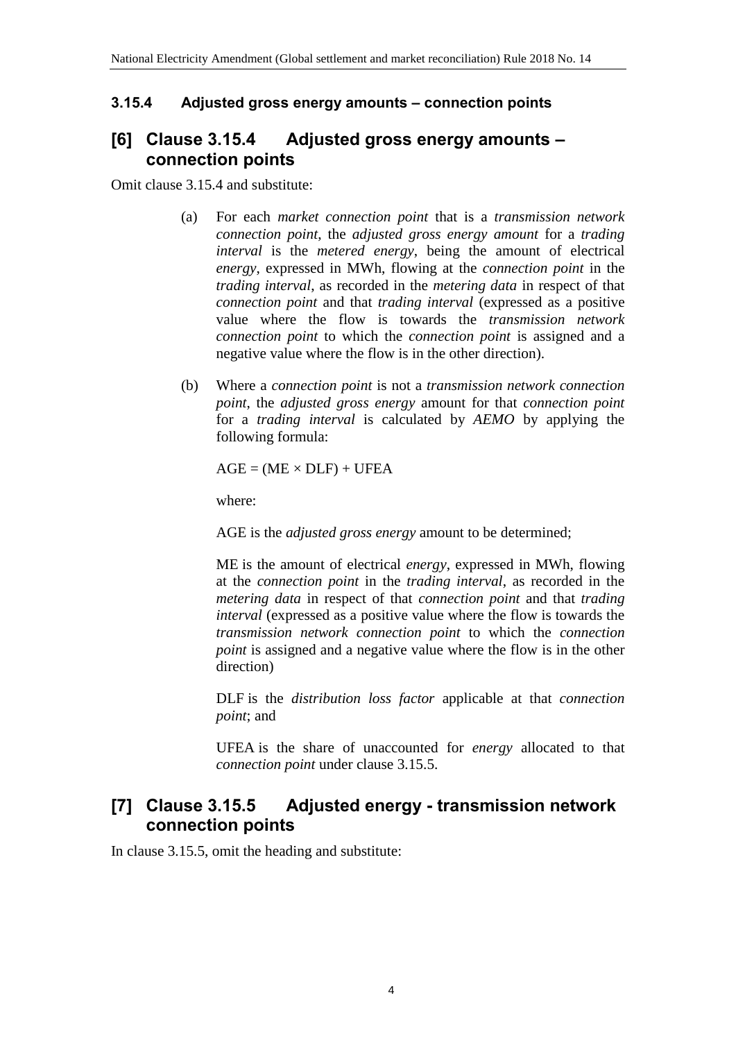### 3.15.4 Adjusted gross energy amounts – connection points

## [6] Clause 3.15.4 Adjusted gross energy amounts – connection points

Omit clause 3.15.4 and substitute:

(a) For each *market connection point* that is a *transmission network connection point*, the *adjusted gross energy amount* for a *trading interval* is the *metered energy*, being the amount of electrical *energy*, expressed in MWh, flowing at the *connection point* in the *trading interval*, as recorded in the *metering data* in respect of that *connection point* and that *trading interval* (expressed as a positive value where the flow is towards the *transmission network connection point* to which the *connection point* is assigned and a negative value where the flow is in the other direction).

(b) Where a *connection point* is not a *transmission network connection point*, the *adjusted gross energy* amount for that *connection point* for a *trading interval* is calculated by *AEMO* by applying the following formula:

$$AGE = (ME \times DLF) + UFEA$$

where:

AGE is the *adjusted gross energy* amount to be determined;

ME is the amount of electrical *energy*, expressed in MWh, flowing at the *connection point* in the *trading interval*, as recorded in the *metering data* in respect of that *connection point* and that *trading interval* (expressed as a positive value where the flow is towards the *transmission network connection point* to which the *connection point* is assigned and a negative value where the flow is in the other direction)

DLF is the *distribution loss factor* applicable at that *connection point*; and

UFEA is the share of unaccounted for *energy* allocated to that *connection point* under clause 3.15.5.

## [7] Clause 3.15.5 Adjusted energy - transmission network connection points

In clause 3.15.5, omit the heading and substitute: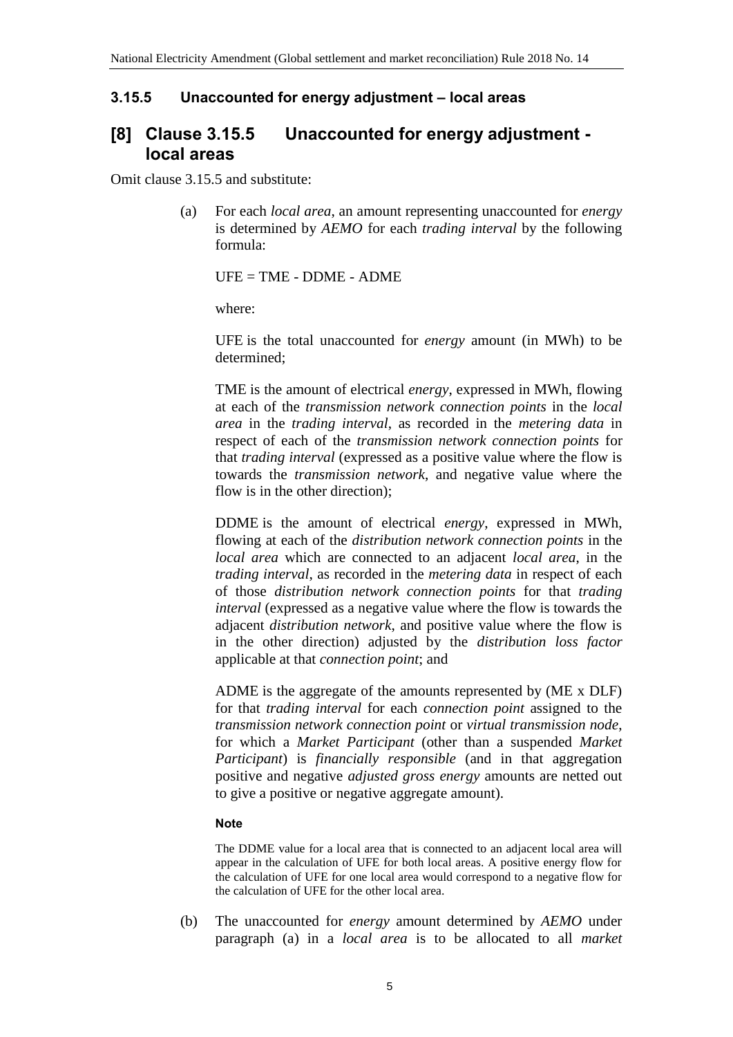### 3.15.5 Unaccounted for energy adjustment – local areas

## [8] Clause 3.15.5 Unaccounted for energy adjustment - local areas

Omit clause 3.15.5 and substitute:

(a) For each *local area*, an amount representing unaccounted for *energy* is determined by *AEMO* for each *trading interval* by the following formula:

UFE = TME - DDME - ADME

where:

UFE is the total unaccounted for *energy* amount (in MWh) to be determined;

TME is the amount of electrical *energy*, expressed in MWh, flowing at each of the *transmission network connection points* in the *local area* in the *trading interval*, as recorded in the *metering data* in respect of each of the *transmission network connection points* for that *trading interval* (expressed as a positive value where the flow is towards the *transmission network*, and negative value where the flow is in the other direction);

DDME is the amount of electrical *energy*, expressed in MWh, flowing at each of the *distribution network connection points* in the *local area* which are connected to an adjacent *local area*, in the *trading interval*, as recorded in the *metering data* in respect of each of those *distribution network connection points* for that *trading interval* (expressed as a negative value where the flow is towards the adjacent *distribution network*, and positive value where the flow is in the other direction) adjusted by the *distribution loss factor* applicable at that *connection point*; and

ADME is the aggregate of the amounts represented by (ME x DLF) for that *trading interval* for each *connection point* assigned to the *transmission network connection point* or *virtual transmission node*, for which a *Market Participant* (other than a suspended *Market Participant*) is *financially responsible* (and in that aggregation positive and negative *adjusted gross energy* amounts are netted out to give a positive or negative aggregate amount).

**Note**

The DDME value for a local area that is connected to an adjacent local area will appear in the calculation of UFE for both local areas. A positive energy flow for the calculation of UFE for one local area would correspond to a negative flow for the calculation of UFE for the other local area.

(b) The unaccounted for *energy* amount determined by *AEMO* under paragraph (a) in a *local area* is to be allocated to all *market*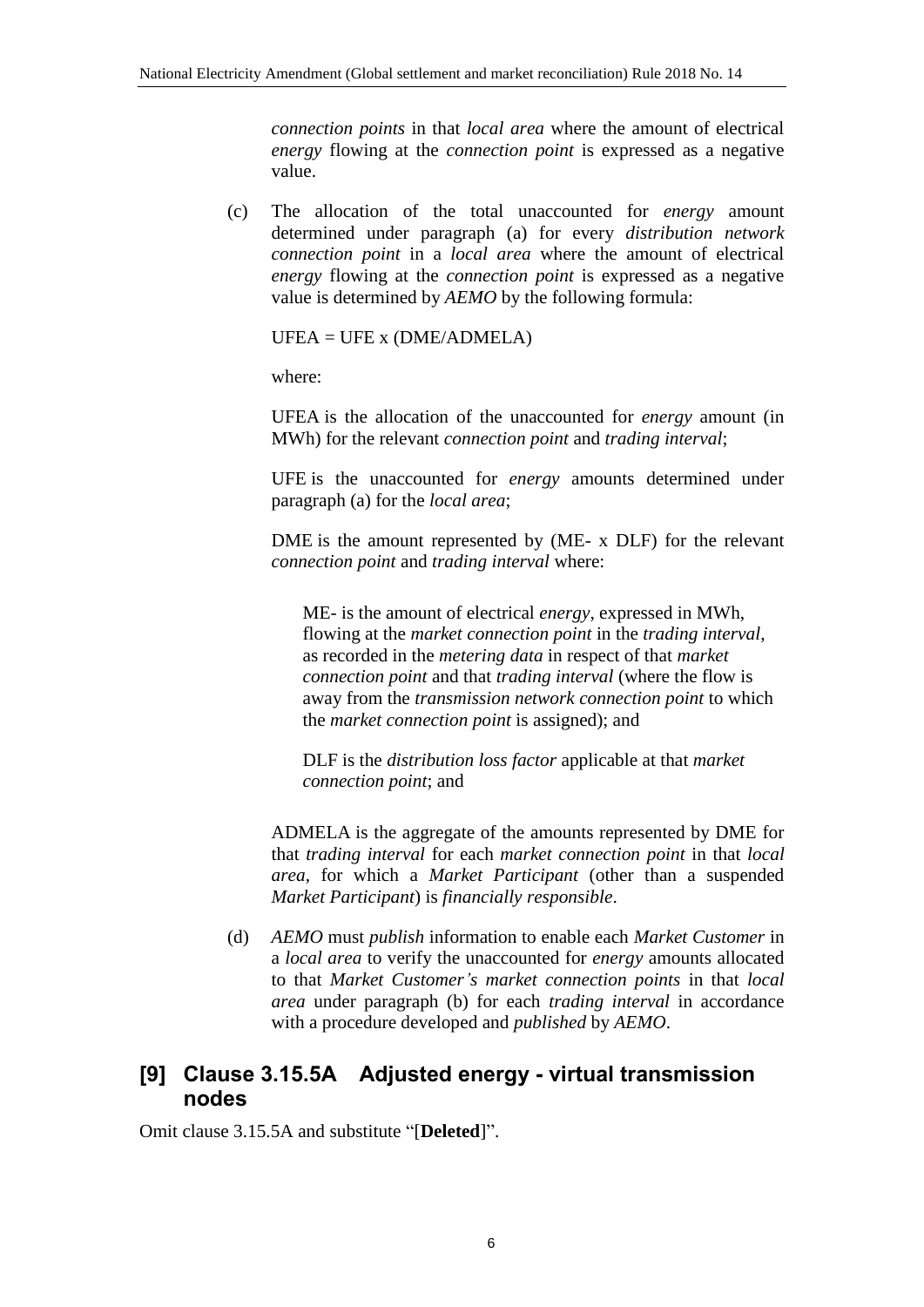*connection points* in that *local area* where the amount of electrical *energy* flowing at the *connection point* is expressed as a negative value.

(c) The allocation of the total unaccounted for *energy* amount determined under paragraph (a) for every *distribution network connection point* in a *local area* where the amount of electrical *energy* flowing at the *connection point* is expressed as a negative value is determined by *AEMO* by the following formula:

UFEA = UFE x (DME/ADMELA)

where:

UFEA is the allocation of the unaccounted for *energy* amount (in MWh) for the relevant *connection point* and *trading interval*;

UFE is the unaccounted for *energy* amounts determined under paragraph (a) for the *local area*;

DME is the amount represented by (ME- x DLF) for the relevant *connection point* and *trading interval* where:

> ME- is the amount of electrical *energy*, expressed in MWh, flowing at the *market connection point* in the *trading interval*, as recorded in the *metering data* in respect of that *market connection point* and that *trading interval* (where the flow is away from the *transmission network connection point* to which the *market connection point* is assigned); and
>
> DLF is the *distribution loss factor* applicable at that *market connection point*; and

ADMELA is the aggregate of the amounts represented by DME for that *trading interval* for each *market connection point* in that *local area*, for which a *Market Participant* (other than a suspended *Market Participant*) is *financially responsible*.

(d) *AEMO* must *publish* information to enable each *Market Customer* in a *local area* to verify the unaccounted for *energy* amounts allocated to that *Market Customer's market connection points* in that *local area* under paragraph (b) for each *trading interval* in accordance with a procedure developed and *published* by *AEMO*.

## [9] Clause 3.15.5A Adjusted energy - virtual transmission nodes

Omit clause 3.15.5A and substitute "[**Deleted**]".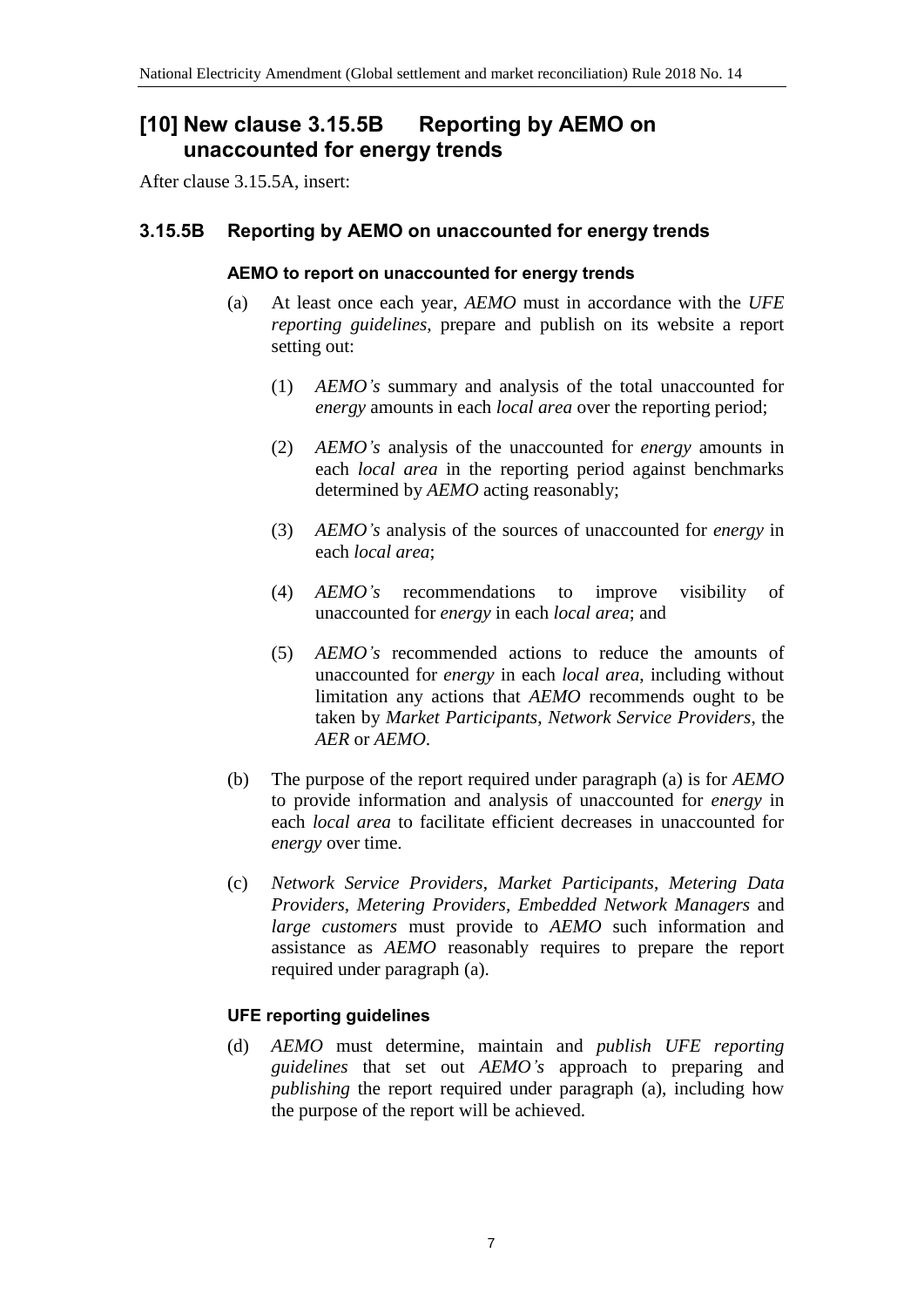## [10] New clause 3.15.5B Reporting by AEMO on unaccounted for energy trends

After clause 3.15.5A, insert:

### 3.15.5B Reporting by AEMO on unaccounted for energy trends

#### AEMO to report on unaccounted for energy trends

(a) At least once each year, *AEMO* must in accordance with the *UFE reporting guidelines*, prepare and publish on its website a report setting out:

(1) *AEMO's* summary and analysis of the total unaccounted for *energy* amounts in each *local area* over the reporting period;

(2) *AEMO's* analysis of the unaccounted for *energy* amounts in each *local area* in the reporting period against benchmarks determined by *AEMO* acting reasonably;

(3) *AEMO's* analysis of the sources of unaccounted for *energy* in each *local area*;

(4) *AEMO's* recommendations to improve visibility of unaccounted for *energy* in each *local area*; and

(5) *AEMO's* recommended actions to reduce the amounts of unaccounted for *energy* in each *local area*, including without limitation any actions that *AEMO* recommends ought to be taken by *Market Participants*, *Network Service Providers*, the *AER* or *AEMO*.

(b) The purpose of the report required under paragraph (a) is for *AEMO* to provide information and analysis of unaccounted for *energy* in each *local area* to facilitate efficient decreases in unaccounted for *energy* over time.

(c) *Network Service Providers*, *Market Participants*, *Metering Data Providers*, *Metering Providers*, *Embedded Network Managers* and *large customers* must provide to *AEMO* such information and assistance as *AEMO* reasonably requires to prepare the report required under paragraph (a).

#### UFE reporting guidelines

(d) *AEMO* must determine, maintain and *publish UFE reporting guidelines* that set out *AEMO's* approach to preparing and *publishing* the report required under paragraph (a), including how the purpose of the report will be achieved.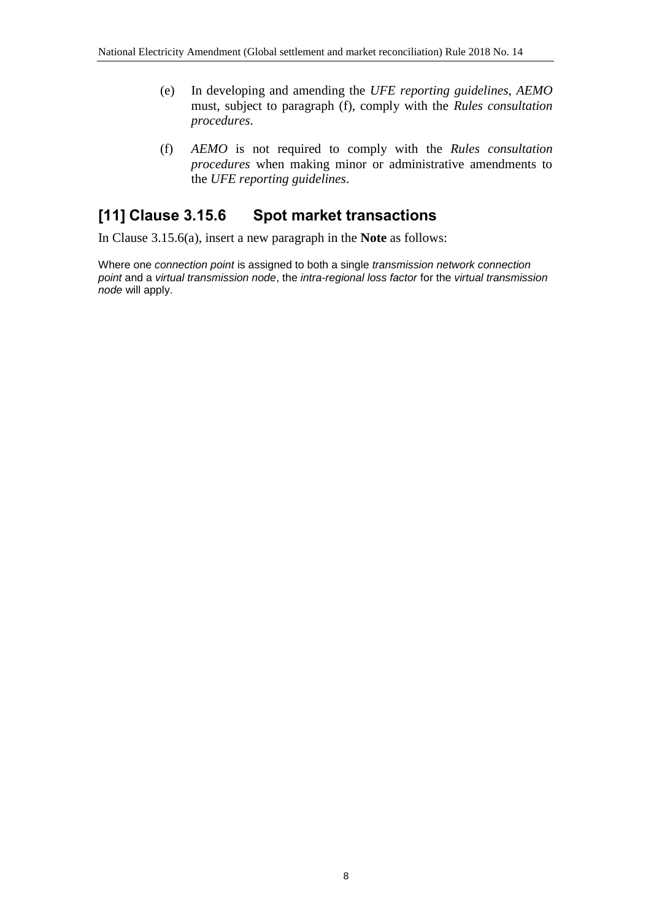(e) In developing and amending the *UFE reporting guidelines*, *AEMO* must, subject to paragraph (f), comply with the *Rules consultation procedures*.

(f) *AEMO* is not required to comply with the *Rules consultation procedures* when making minor or administrative amendments to the *UFE reporting guidelines*.

## [11] Clause 3.15.6 Spot market transactions

In Clause 3.15.6(a), insert a new paragraph in the **Note** as follows:

Where one *connection point* is assigned to both a single *transmission network connection point* and a *virtual transmission node*, the *intra-regional loss factor* for the *virtual transmission node* will apply.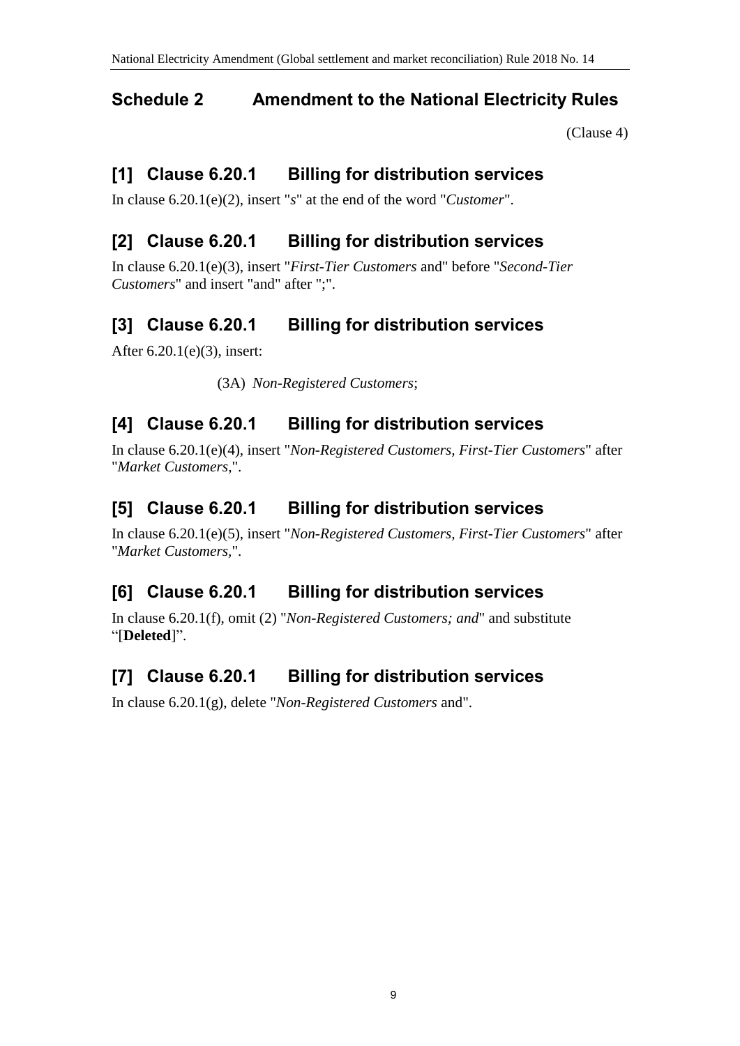## Schedule 2 Amendment to the National Electricity Rules

(Clause 4)

### [1] Clause 6.20.1 Billing for distribution services

In clause 6.20.1(e)(2), insert "*s*" at the end of the word "*Customer*".

### [2] Clause 6.20.1 Billing for distribution services

In clause 6.20.1(e)(3), insert "*First-Tier Customers* and" before "*Second-Tier Customers*" and insert "and" after ";".

### [3] Clause 6.20.1 Billing for distribution services

After 6.20.1(e)(3), insert:

(3A) *Non-Registered Customers*;

### [4] Clause 6.20.1 Billing for distribution services

In clause 6.20.1(e)(4), insert "*Non-Registered Customers, First-Tier Customers*" after "*Market Customers*,".

### [5] Clause 6.20.1 Billing for distribution services

In clause 6.20.1(e)(5), insert "*Non-Registered Customers, First-Tier Customers*" after "*Market Customers*,".

### [6] Clause 6.20.1 Billing for distribution services

In clause 6.20.1(f), omit (2) "*Non-Registered Customers; and*" and substitute "[**Deleted**]".

### [7] Clause 6.20.1 Billing for distribution services

In clause 6.20.1(g), delete "*Non-Registered Customers* and".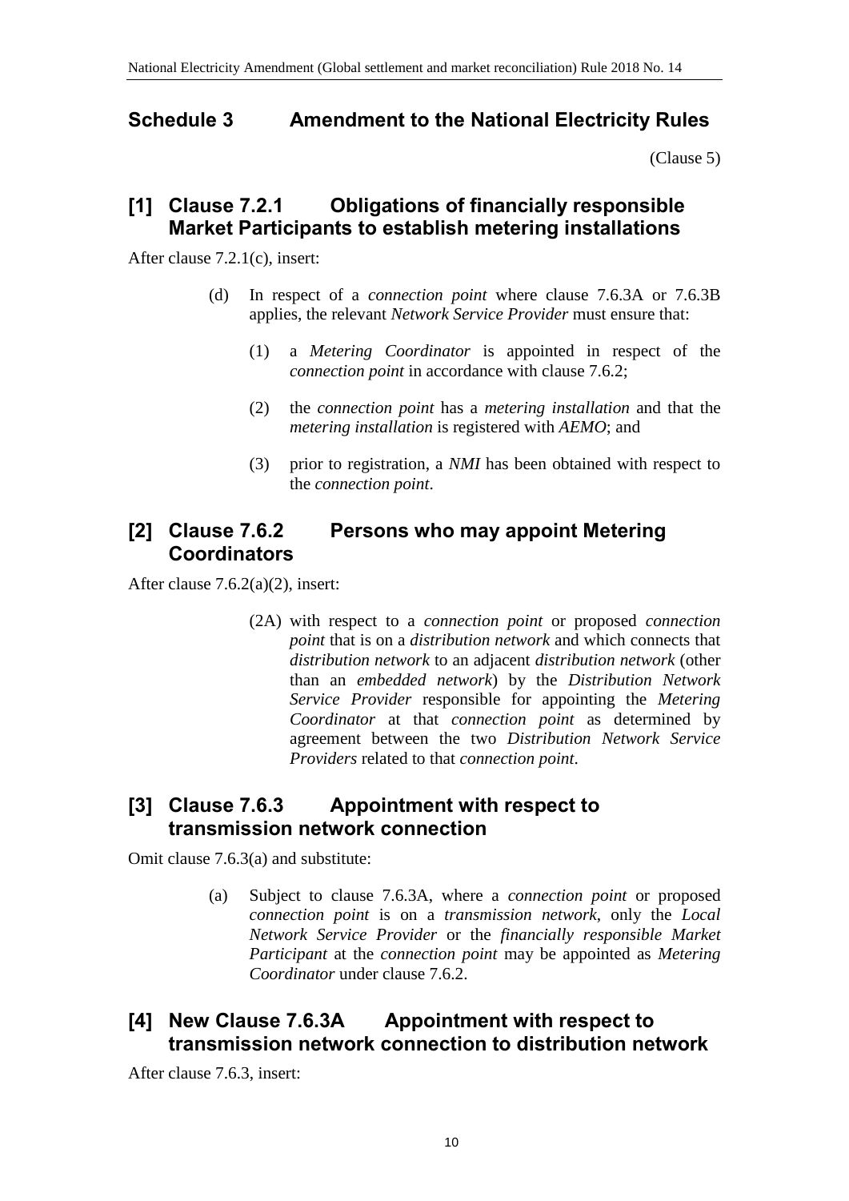## Schedule 3 Amendment to the National Electricity Rules

(Clause 5)

### [1] Clause 7.2.1 Obligations of financially responsible Market Participants to establish metering installations

After clause 7.2.1(c), insert:

(d) In respect of a *connection point* where clause 7.6.3A or 7.6.3B applies, the relevant *Network Service Provider* must ensure that:

(1) a *Metering Coordinator* is appointed in respect of the *connection point* in accordance with clause 7.6.2;

(2) the *connection point* has a *metering installation* and that the *metering installation* is registered with *AEMO*; and

(3) prior to registration, a *NMI* has been obtained with respect to the *connection point*.

### [2] Clause 7.6.2 Persons who may appoint Metering Coordinators

After clause 7.6.2(a)(2), insert:

(2A) with respect to a *connection point* or proposed *connection point* that is on a *distribution network* and which connects that *distribution network* to an adjacent *distribution network* (other than an *embedded network*) by the *Distribution Network Service Provider* responsible for appointing the *Metering Coordinator* at that *connection point* as determined by agreement between the two *Distribution Network Service Providers* related to that *connection point*.

### [3] Clause 7.6.3 Appointment with respect to transmission network connection

Omit clause 7.6.3(a) and substitute:

(a) Subject to clause 7.6.3A, where a *connection point* or proposed *connection point* is on a *transmission network*, only the *Local Network Service Provider* or the *financially responsible Market Participant* at the *connection point* may be appointed as *Metering Coordinator* under clause 7.6.2.

### [4] New Clause 7.6.3A Appointment with respect to transmission network connection to distribution network

After clause 7.6.3, insert: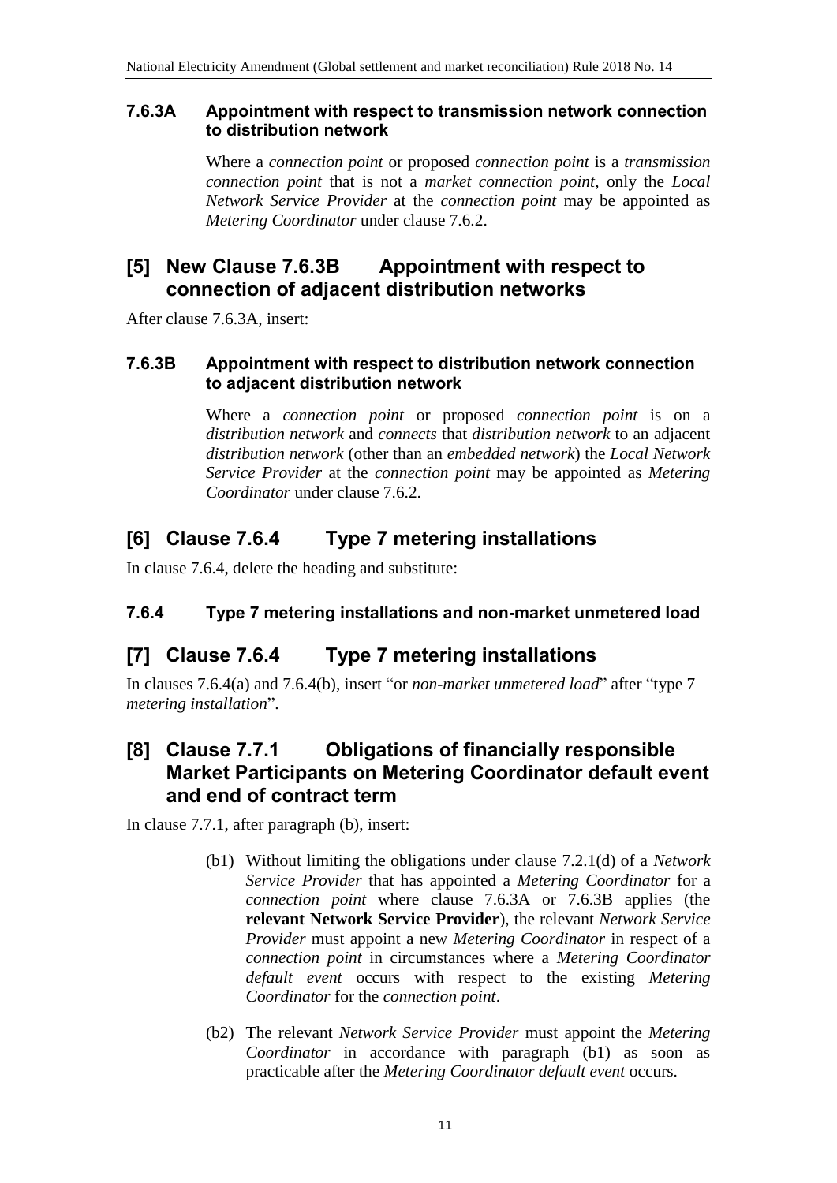#### 7.6.3A Appointment with respect to transmission network connection to distribution network

Where a *connection point* or proposed *connection point* is a *transmission connection point* that is not a *market connection point*, only the *Local Network Service Provider* at the *connection point* may be appointed as *Metering Coordinator* under clause 7.6.2.

## [5] New Clause 7.6.3B Appointment with respect to connection of adjacent distribution networks

After clause 7.6.3A, insert:

#### 7.6.3B Appointment with respect to distribution network connection to adjacent distribution network

Where a *connection point* or proposed *connection point* is on a *distribution network* and *connects* that *distribution network* to an adjacent *distribution network* (other than an *embedded network*) the *Local Network Service Provider* at the *connection point* may be appointed as *Metering Coordinator* under clause 7.6.2.

## [6] Clause 7.6.4 Type 7 metering installations

In clause 7.6.4, delete the heading and substitute:

#### 7.6.4 Type 7 metering installations and non-market unmetered load

## [7] Clause 7.6.4 Type 7 metering installations

In clauses 7.6.4(a) and 7.6.4(b), insert "or *non-market unmetered load*" after "type 7 *metering installation*".

## [8] Clause 7.7.1 Obligations of financially responsible Market Participants on Metering Coordinator default event and end of contract term

In clause 7.7.1, after paragraph (b), insert:

(b1) Without limiting the obligations under clause 7.2.1(d) of a *Network Service Provider* that has appointed a *Metering Coordinator* for a *connection point* where clause 7.6.3A or 7.6.3B applies (the **relevant Network Service Provider**), the relevant *Network Service Provider* must appoint a new *Metering Coordinator* in respect of a *connection point* in circumstances where a *Metering Coordinator default event* occurs with respect to the existing *Metering Coordinator* for the *connection point*.

(b2) The relevant *Network Service Provider* must appoint the *Metering Coordinator* in accordance with paragraph (b1) as soon as practicable after the *Metering Coordinator default event* occurs.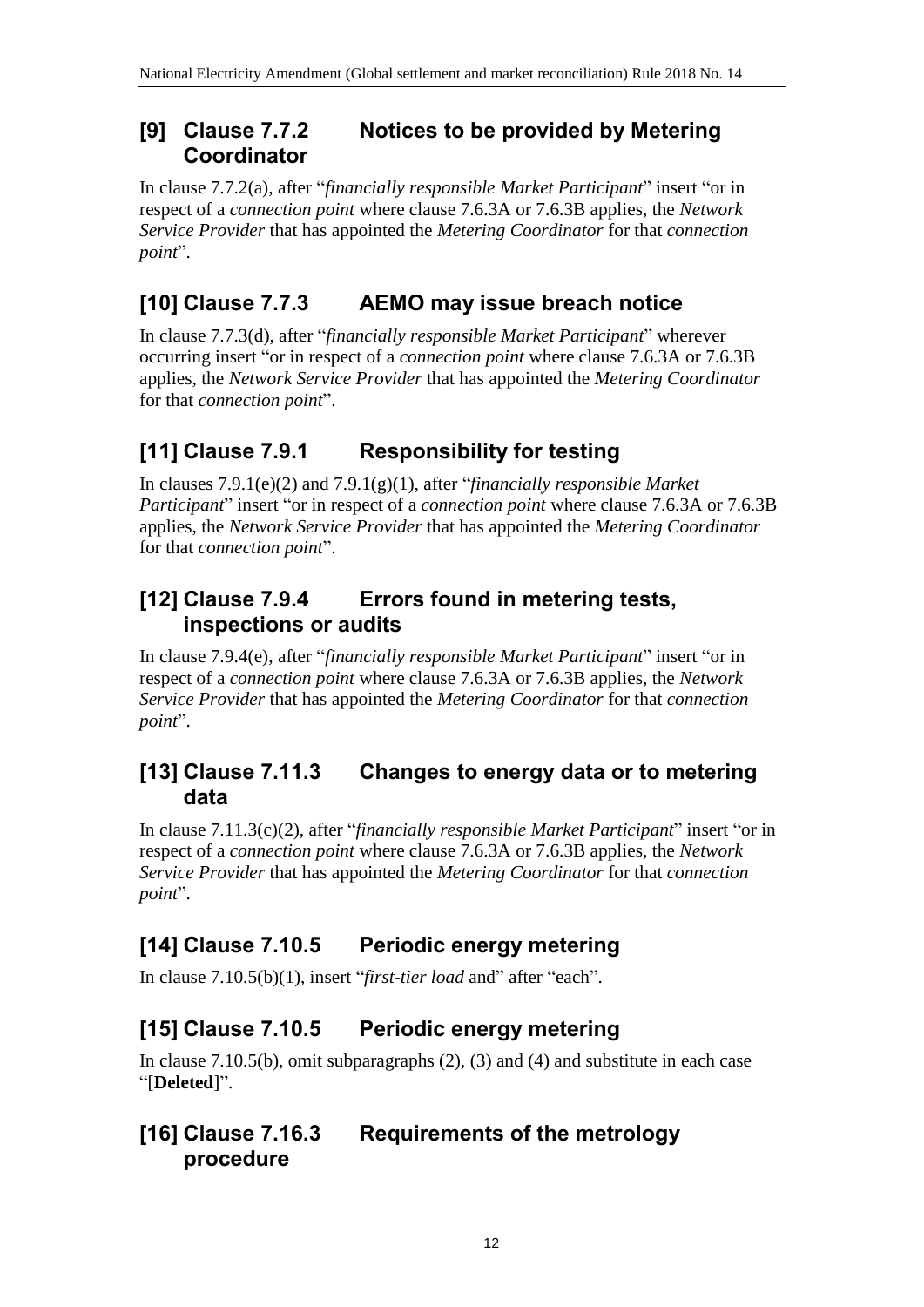## [9] Clause 7.7.2 Notices to be provided by Metering Coordinator

In clause 7.7.2(a), after "*financially responsible Market Participant*" insert "or in respect of a *connection point* where clause 7.6.3A or 7.6.3B applies, the *Network Service Provider* that has appointed the *Metering Coordinator* for that *connection point*".

## [10] Clause 7.7.3 AEMO may issue breach notice

In clause 7.7.3(d), after "*financially responsible Market Participant*" wherever occurring insert "or in respect of a *connection point* where clause 7.6.3A or 7.6.3B applies, the *Network Service Provider* that has appointed the *Metering Coordinator* for that *connection point*".

## [11] Clause 7.9.1 Responsibility for testing

In clauses 7.9.1(e)(2) and 7.9.1(g)(1), after "*financially responsible Market Participant*" insert "or in respect of a *connection point* where clause 7.6.3A or 7.6.3B applies, the *Network Service Provider* that has appointed the *Metering Coordinator* for that *connection point*".

## [12] Clause 7.9.4 Errors found in metering tests, inspections or audits

In clause 7.9.4(e), after "*financially responsible Market Participant*" insert "or in respect of a *connection point* where clause 7.6.3A or 7.6.3B applies, the *Network Service Provider* that has appointed the *Metering Coordinator* for that *connection point*".

## [13] Clause 7.11.3 Changes to energy data or to metering data

In clause 7.11.3(c)(2), after "*financially responsible Market Participant*" insert "or in respect of a *connection point* where clause 7.6.3A or 7.6.3B applies, the *Network Service Provider* that has appointed the *Metering Coordinator* for that *connection point*".

## [14] Clause 7.10.5 Periodic energy metering

In clause 7.10.5(b)(1), insert "*first-tier load* and" after "each".

## [15] Clause 7.10.5 Periodic energy metering

In clause 7.10.5(b), omit subparagraphs (2), (3) and (4) and substitute in each case "[**Deleted**]".

## [16] Clause 7.16.3 Requirements of the metrology procedure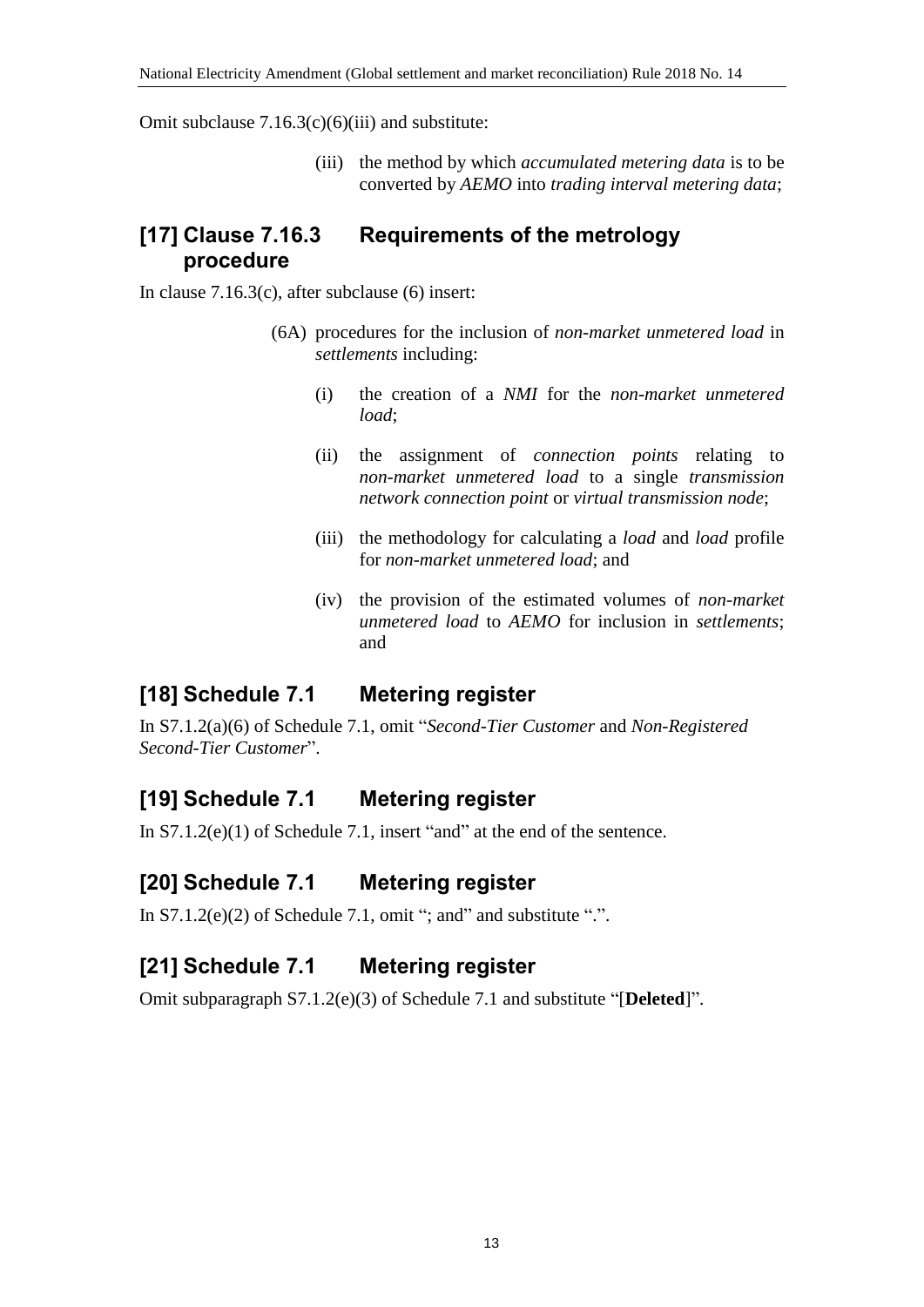Omit subclause 7.16.3(c)(6)(iii) and substitute:

> (iii) the method by which *accumulated metering data* is to be converted by *AEMO* into *trading interval metering data*;

## [17] Clause 7.16.3 Requirements of the metrology procedure

In clause 7.16.3(c), after subclause (6) insert:

> (6A) procedures for the inclusion of *non-market unmetered load* in *settlements* including:
>
> (i) the creation of a *NMI* for the *non-market unmetered load*;
>
> (ii) the assignment of *connection points* relating to *non-market unmetered load* to a single *transmission network connection point* or *virtual transmission node*;
>
> (iii) the methodology for calculating a *load* and *load* profile for *non-market unmetered load*; and
>
> (iv) the provision of the estimated volumes of *non-market unmetered load* to *AEMO* for inclusion in *settlements*; and

## [18] Schedule 7.1 Metering register

In S7.1.2(a)(6) of Schedule 7.1, omit "*Second-Tier Customer* and *Non-Registered Second-Tier Customer*".

## [19] Schedule 7.1 Metering register

In S7.1.2(e)(1) of Schedule 7.1, insert "and" at the end of the sentence.

## [20] Schedule 7.1 Metering register

In S7.1.2(e)(2) of Schedule 7.1, omit "; and" and substitute ".".

## [21] Schedule 7.1 Metering register

Omit subparagraph S7.1.2(e)(3) of Schedule 7.1 and substitute "[**Deleted**]".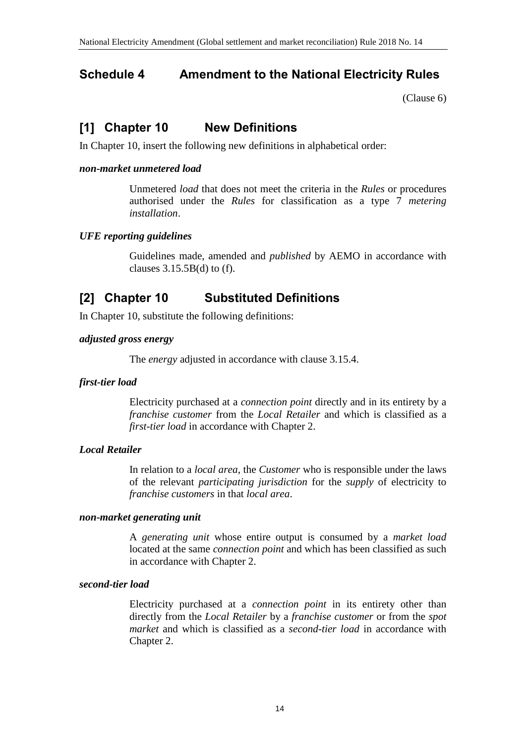## Schedule 4 Amendment to the National Electricity Rules

(Clause 6)

## [1] Chapter 10 New Definitions

In Chapter 10, insert the following new definitions in alphabetical order:

***non-market unmetered load***

Unmetered *load* that does not meet the criteria in the *Rules* or procedures authorised under the *Rules* for classification as a type 7 *metering installation*.

***UFE reporting guidelines***

Guidelines made, amended and *published* by AEMO in accordance with clauses 3.15.5B(d) to (f).

## [2] Chapter 10 Substituted Definitions

In Chapter 10, substitute the following definitions:

***adjusted gross energy***

The *energy* adjusted in accordance with clause 3.15.4.

***first-tier load***

Electricity purchased at a *connection point* directly and in its entirety by a *franchise customer* from the *Local Retailer* and which is classified as a *first-tier load* in accordance with Chapter 2.

***Local Retailer***

In relation to a *local area*, the *Customer* who is responsible under the laws of the relevant *participating jurisdiction* for the *supply* of electricity to *franchise customers* in that *local area*.

***non-market generating unit***

A *generating unit* whose entire output is consumed by a *market load* located at the same *connection point* and which has been classified as such in accordance with Chapter 2.

***second-tier load***

Electricity purchased at a *connection point* in its entirety other than directly from the *Local Retailer* by a *franchise customer* or from the *spot market* and which is classified as a *second-tier load* in accordance with Chapter 2.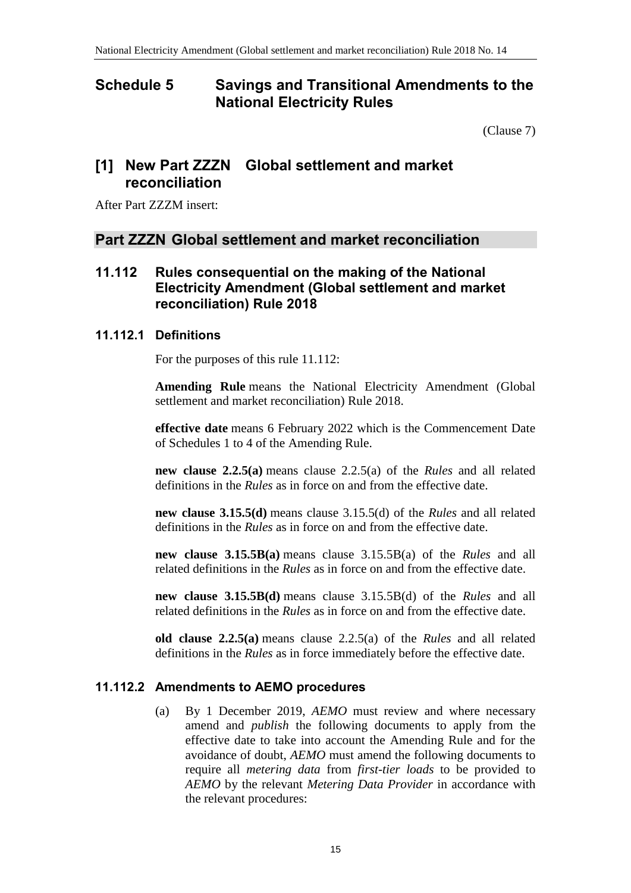# Schedule 5 Savings and Transitional Amendments to the National Electricity Rules

(Clause 7)

## [1] New Part ZZZN Global settlement and market reconciliation

After Part ZZZM insert:

## Part ZZZN Global settlement and market reconciliation

### 11.112 Rules consequential on the making of the National Electricity Amendment (Global settlement and market reconciliation) Rule 2018

#### 11.112.1 Definitions

For the purposes of this rule 11.112:

**Amending Rule** means the National Electricity Amendment (Global settlement and market reconciliation) Rule 2018.

**effective date** means 6 February 2022 which is the Commencement Date of Schedules 1 to 4 of the Amending Rule.

**new clause 2.2.5(a)** means clause 2.2.5(a) of the *Rules* and all related definitions in the *Rules* as in force on and from the effective date.

**new clause 3.15.5(d)** means clause 3.15.5(d) of the *Rules* and all related definitions in the *Rules* as in force on and from the effective date.

**new clause 3.15.5B(a)** means clause 3.15.5B(a) of the *Rules* and all related definitions in the *Rules* as in force on and from the effective date.

**new clause 3.15.5B(d)** means clause 3.15.5B(d) of the *Rules* and all related definitions in the *Rules* as in force on and from the effective date.

**old clause 2.2.5(a)** means clause 2.2.5(a) of the *Rules* and all related definitions in the *Rules* as in force immediately before the effective date.

#### 11.112.2 Amendments to AEMO procedures

(a) By 1 December 2019, *AEMO* must review and where necessary amend and *publish* the following documents to apply from the effective date to take into account the Amending Rule and for the avoidance of doubt, *AEMO* must amend the following documents to require all *metering data* from *first-tier loads* to be provided to *AEMO* by the relevant *Metering Data Provider* in accordance with the relevant procedures: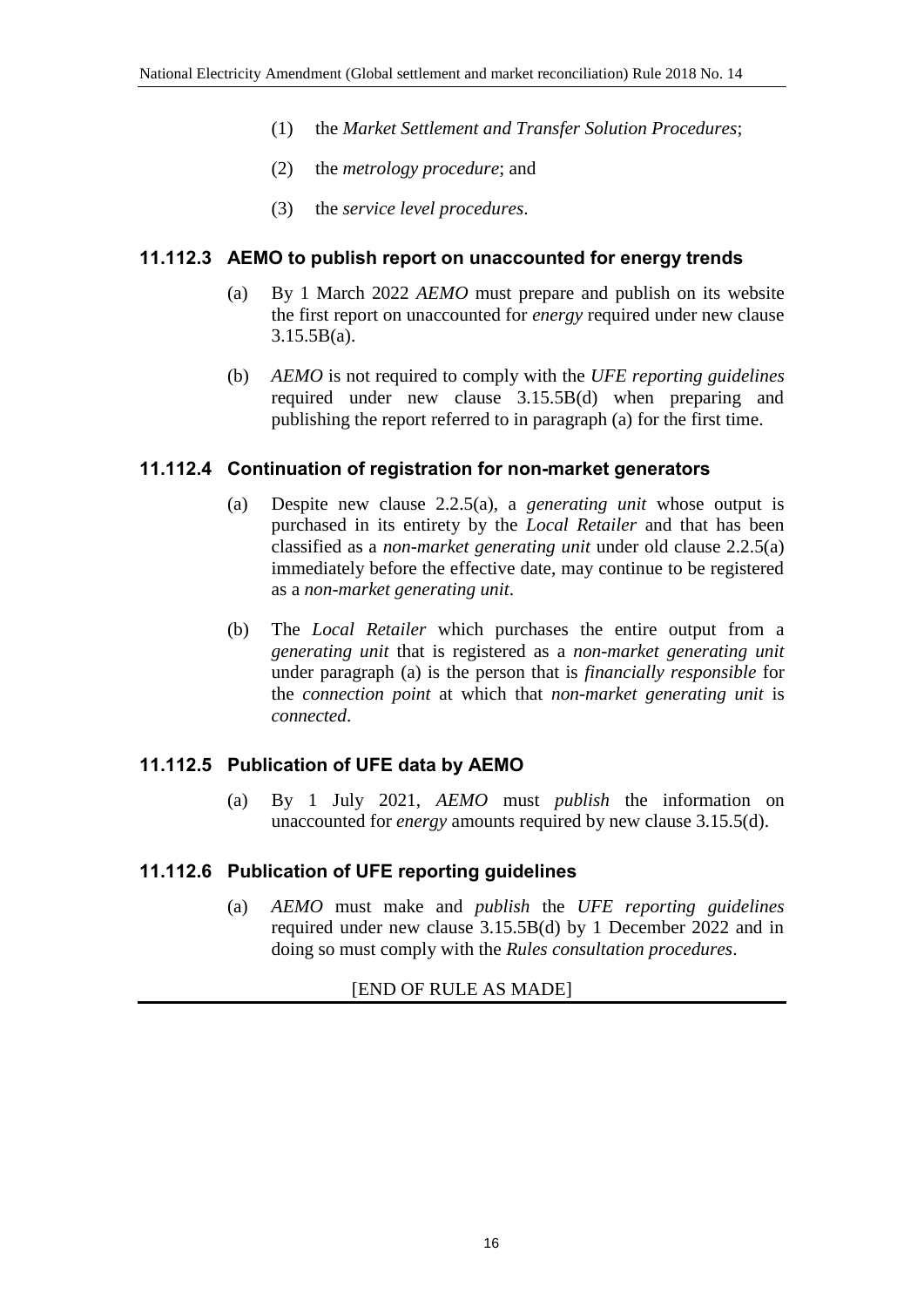(1) the *Market Settlement and Transfer Solution Procedures*;

(2) the *metrology procedure*; and

(3) the *service level procedures*.

### 11.112.3 AEMO to publish report on unaccounted for energy trends

(a) By 1 March 2022 *AEMO* must prepare and publish on its website the first report on unaccounted for *energy* required under new clause 3.15.5B(a).

(b) *AEMO* is not required to comply with the *UFE reporting guidelines* required under new clause 3.15.5B(d) when preparing and publishing the report referred to in paragraph (a) for the first time.

### 11.112.4 Continuation of registration for non-market generators

(a) Despite new clause 2.2.5(a), a *generating unit* whose output is purchased in its entirety by the *Local Retailer* and that has been classified as a *non-market generating unit* under old clause 2.2.5(a) immediately before the effective date, may continue to be registered as a *non-market generating unit*.

(b) The *Local Retailer* which purchases the entire output from a *generating unit* that is registered as a *non-market generating unit* under paragraph (a) is the person that is *financially responsible* for the *connection point* at which that *non-market generating unit* is *connected*.

### 11.112.5 Publication of UFE data by AEMO

(a) By 1 July 2021, *AEMO* must *publish* the information on unaccounted for *energy* amounts required by new clause 3.15.5(d).

### 11.112.6 Publication of UFE reporting guidelines

(a) *AEMO* must make and *publish* the *UFE reporting guidelines* required under new clause 3.15.5B(d) by 1 December 2022 and in doing so must comply with the *Rules consultation procedures*.

[END OF RULE AS MADE]